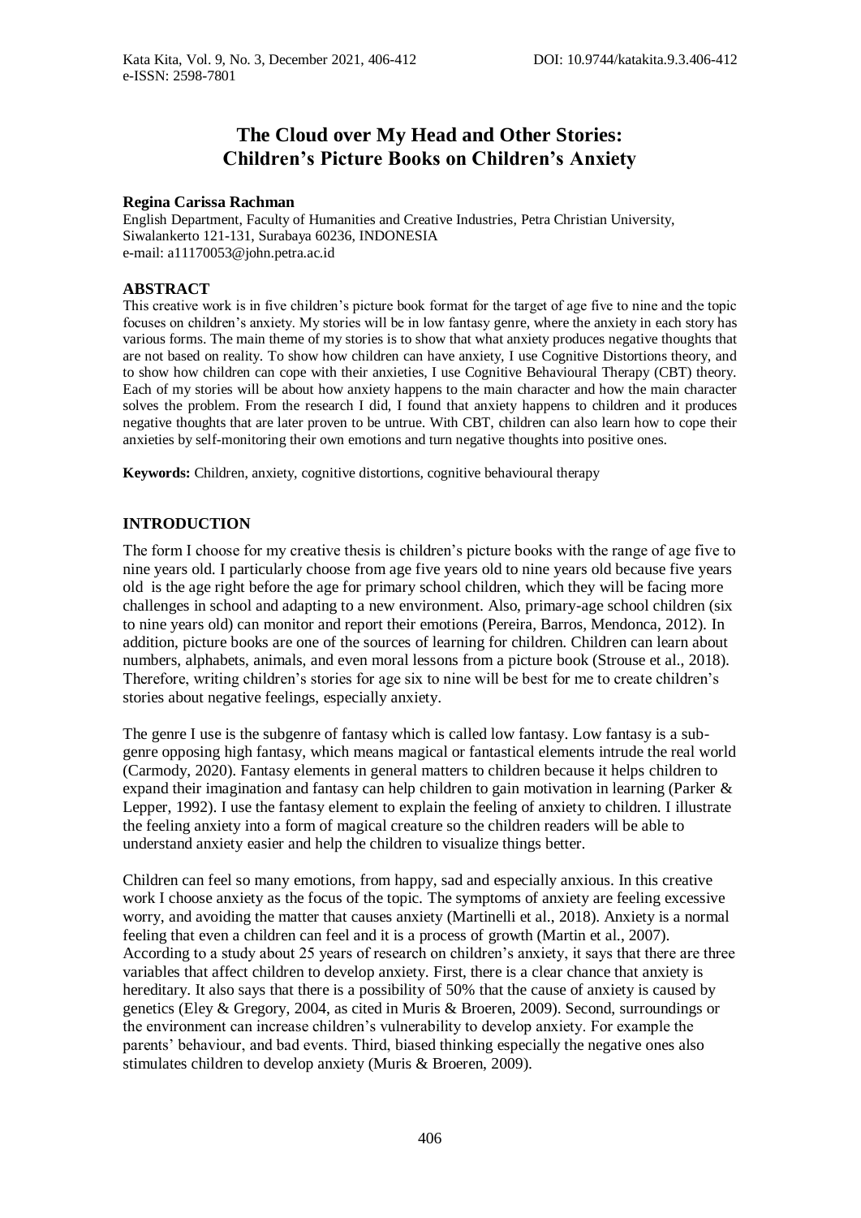# The Cloud over My Head and Other Stories: Children's Picture Books on Children's Anxiety

**Regina Carissa Rachman**

English Department, Faculty of Humanities and Creative Industries, Petra Christian University, Siwalankerto 121-131, Surabaya 60236, INDONESIA

e-mail: a11170053@john.petra.ac.id

## ABSTRACT

This creative work is in five children's picture book format for the target of age five to nine and the topic focuses on children's anxiety. My stories will be in low fantasy genre, where the anxiety in each story has various forms. The main theme of my stories is to show that what anxiety produces negative thoughts that are not based on reality. To show how children can have anxiety, I use Cognitive Distortions theory, and to show how children can cope with their anxieties, I use Cognitive Behavioural Therapy (CBT) theory. Each of my stories will be about how anxiety happens to the main character and how the main character solves the problem. From the research I did, I found that anxiety happens to children and it produces negative thoughts that are later proven to be untrue. With CBT, children can also learn how to cope their anxieties by self-monitoring their own emotions and turn negative thoughts into positive ones.

**Keywords:** Children, anxiety, cognitive distortions, cognitive behavioural therapy

## INTRODUCTION

The form I choose for my creative thesis is children's picture books with the range of age five to nine years old. I particularly choose from age five years old to nine years old because five years old is the age right before the age for primary school children, which they will be facing more challenges in school and adapting to a new environment. Also, primary-age school children (six to nine years old) can monitor and report their emotions (Pereira, Barros, Mendonca, 2012). In addition, picture books are one of the sources of learning for children. Children can learn about numbers, alphabets, animals, and even moral lessons from a picture book (Strouse et al., 2018). Therefore, writing children's stories for age six to nine will be best for me to create children's stories about negative feelings, especially anxiety.

The genre I use is the subgenre of fantasy which is called low fantasy. Low fantasy is a sub-genre opposing high fantasy, which means magical or fantastical elements intrude the real world (Carmody, 2020). Fantasy elements in general matters to children because it helps children to expand their imagination and fantasy can help children to gain motivation in learning (Parker & Lepper, 1992). I use the fantasy element to explain the feeling of anxiety to children. I illustrate the feeling anxiety into a form of magical creature so the children readers will be able to understand anxiety easier and help the children to visualize things better.

Children can feel so many emotions, from happy, sad and especially anxious. In this creative work I choose anxiety as the focus of the topic. The symptoms of anxiety are feeling excessive worry, and avoiding the matter that causes anxiety (Martinelli et al., 2018). Anxiety is a normal feeling that even a children can feel and it is a process of growth (Martin et al., 2007). According to a study about 25 years of research on children's anxiety, it says that there are three variables that affect children to develop anxiety. First, there is a clear chance that anxiety is hereditary. It also says that there is a possibility of 50% that the cause of anxiety is caused by genetics (Eley & Gregory, 2004, as cited in Muris & Broeren, 2009). Second, surroundings or the environment can increase children's vulnerability to develop anxiety. For example the parents' behaviour, and bad events. Third, biased thinking especially the negative ones also stimulates children to develop anxiety (Muris & Broeren, 2009).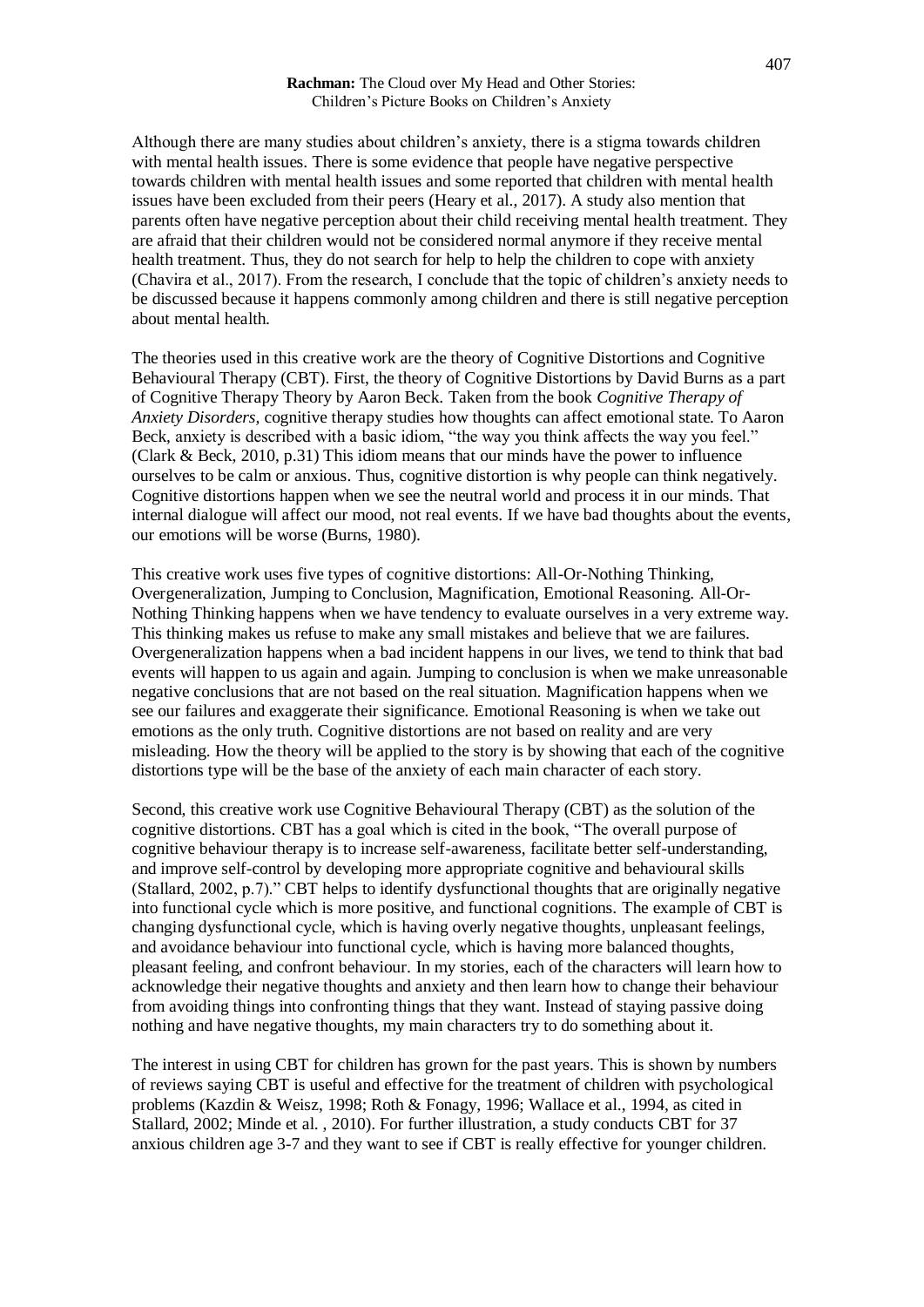Although there are many studies about children's anxiety, there is a stigma towards children with mental health issues. There is some evidence that people have negative perspective towards children with mental health issues and some reported that children with mental health issues have been excluded from their peers (Heary et al., 2017). A study also mention that parents often have negative perception about their child receiving mental health treatment. They are afraid that their children would not be considered normal anymore if they receive mental health treatment. Thus, they do not search for help to help the children to cope with anxiety (Chavira et al., 2017). From the research, I conclude that the topic of children's anxiety needs to be discussed because it happens commonly among children and there is still negative perception about mental health.

The theories used in this creative work are the theory of Cognitive Distortions and Cognitive Behavioural Therapy (CBT). First, the theory of Cognitive Distortions by David Burns as a part of Cognitive Therapy Theory by Aaron Beck. Taken from the book *Cognitive Therapy of Anxiety Disorders,* cognitive therapy studies how thoughts can affect emotional state. To Aaron Beck, anxiety is described with a basic idiom, "the way you think affects the way you feel." (Clark & Beck, 2010, p.31) This idiom means that our minds have the power to influence ourselves to be calm or anxious. Thus, cognitive distortion is why people can think negatively. Cognitive distortions happen when we see the neutral world and process it in our minds. That internal dialogue will affect our mood, not real events. If we have bad thoughts about the events, our emotions will be worse (Burns, 1980).

This creative work uses five types of cognitive distortions: All-Or-Nothing Thinking, Overgeneralization, Jumping to Conclusion, Magnification, Emotional Reasoning. All-Or-Nothing Thinking happens when we have tendency to evaluate ourselves in a very extreme way. This thinking makes us refuse to make any small mistakes and believe that we are failures. Overgeneralization happens when a bad incident happens in our lives, we tend to think that bad events will happen to us again and again. Jumping to conclusion is when we make unreasonable negative conclusions that are not based on the real situation. Magnification happens when we see our failures and exaggerate their significance. Emotional Reasoning is when we take out emotions as the only truth. Cognitive distortions are not based on reality and are very misleading. How the theory will be applied to the story is by showing that each of the cognitive distortions type will be the base of the anxiety of each main character of each story.

Second, this creative work use Cognitive Behavioural Therapy (CBT) as the solution of the cognitive distortions. CBT has a goal which is cited in the book, "The overall purpose of cognitive behaviour therapy is to increase self-awareness, facilitate better self-understanding, and improve self-control by developing more appropriate cognitive and behavioural skills (Stallard, 2002, p.7)." CBT helps to identify dysfunctional thoughts that are originally negative into functional cycle which is more positive, and functional cognitions. The example of CBT is changing dysfunctional cycle, which is having overly negative thoughts, unpleasant feelings, and avoidance behaviour into functional cycle, which is having more balanced thoughts, pleasant feeling, and confront behaviour. In my stories, each of the characters will learn how to acknowledge their negative thoughts and anxiety and then learn how to change their behaviour from avoiding things into confronting things that they want. Instead of staying passive doing nothing and have negative thoughts, my main characters try to do something about it.

The interest in using CBT for children has grown for the past years. This is shown by numbers of reviews saying CBT is useful and effective for the treatment of children with psychological problems (Kazdin & Weisz, 1998; Roth & Fonagy, 1996; Wallace et al., 1994, as cited in Stallard, 2002; Minde et al. , 2010). For further illustration, a study conducts CBT for 37 anxious children age 3-7 and they want to see if CBT is really effective for younger children.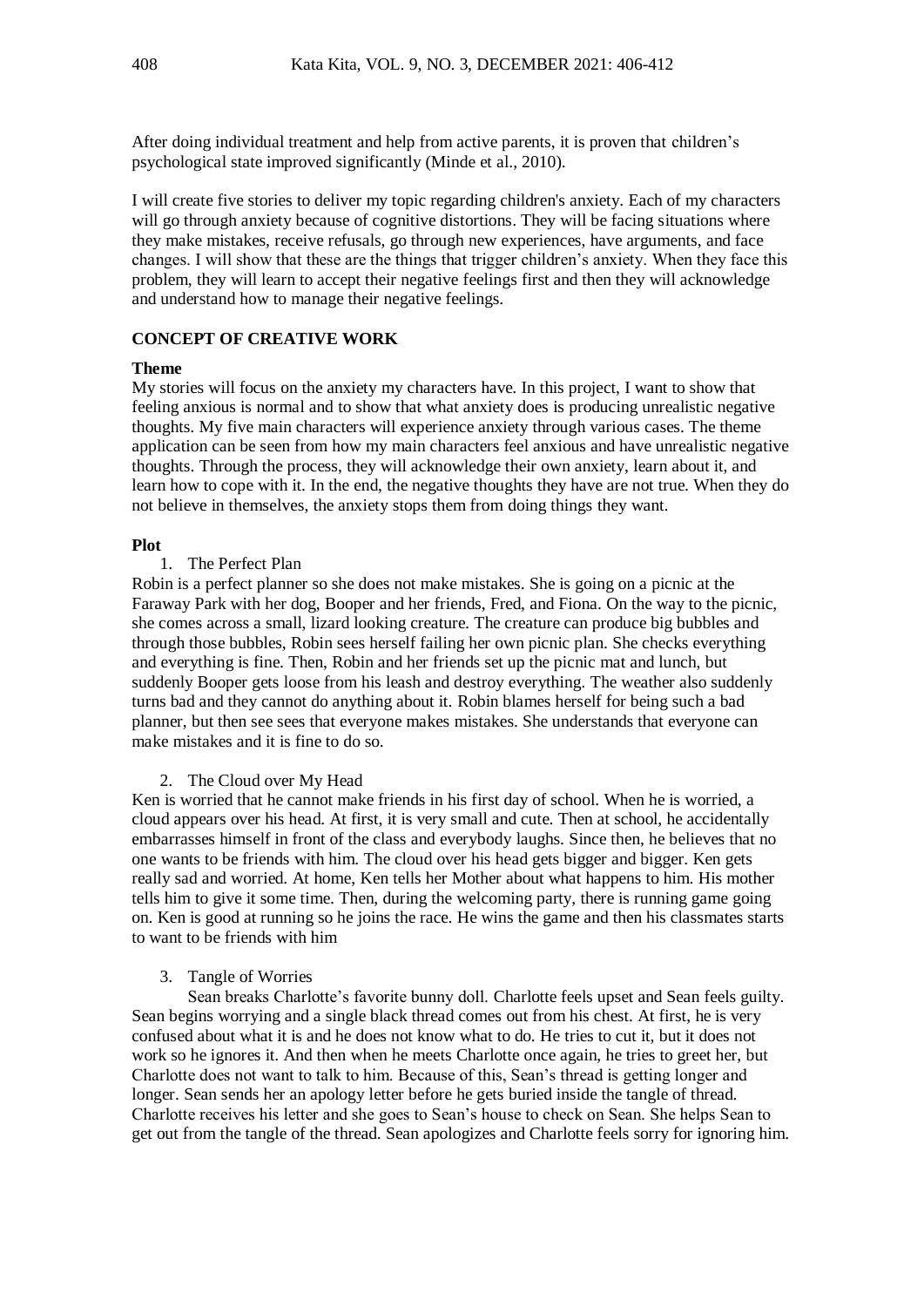After doing individual treatment and help from active parents, it is proven that children's psychological state improved significantly (Minde et al., 2010).

I will create five stories to deliver my topic regarding children's anxiety. Each of my characters will go through anxiety because of cognitive distortions. They will be facing situations where they make mistakes, receive refusals, go through new experiences, have arguments, and face changes. I will show that these are the things that trigger children's anxiety. When they face this problem, they will learn to accept their negative feelings first and then they will acknowledge and understand how to manage their negative feelings.

## CONCEPT OF CREATIVE WORK

### Theme

My stories will focus on the anxiety my characters have. In this project, I want to show that feeling anxious is normal and to show that what anxiety does is producing unrealistic negative thoughts. My five main characters will experience anxiety through various cases. The theme application can be seen from how my main characters feel anxious and have unrealistic negative thoughts. Through the process, they will acknowledge their own anxiety, learn about it, and learn how to cope with it. In the end, the negative thoughts they have are not true. When they do not believe in themselves, the anxiety stops them from doing things they want.

### Plot

1. The Perfect Plan

Robin is a perfect planner so she does not make mistakes. She is going on a picnic at the Faraway Park with her dog, Booper and her friends, Fred, and Fiona. On the way to the picnic, she comes across a small, lizard looking creature. The creature can produce big bubbles and through those bubbles, Robin sees herself failing her own picnic plan. She checks everything and everything is fine. Then, Robin and her friends set up the picnic mat and lunch, but suddenly Booper gets loose from his leash and destroy everything. The weather also suddenly turns bad and they cannot do anything about it. Robin blames herself for being such a bad planner, but then see sees that everyone makes mistakes. She understands that everyone can make mistakes and it is fine to do so.

2. The Cloud over My Head

Ken is worried that he cannot make friends in his first day of school. When he is worried, a cloud appears over his head. At first, it is very small and cute. Then at school, he accidentally embarrasses himself in front of the class and everybody laughs. Since then, he believes that no one wants to be friends with him. The cloud over his head gets bigger and bigger. Ken gets really sad and worried. At home, Ken tells her Mother about what happens to him. His mother tells him to give it some time. Then, during the welcoming party, there is running game going on. Ken is good at running so he joins the race. He wins the game and then his classmates starts to want to be friends with him

3. Tangle of Worries

Sean breaks Charlotte's favorite bunny doll. Charlotte feels upset and Sean feels guilty. Sean begins worrying and a single black thread comes out from his chest. At first, he is very confused about what it is and he does not know what to do. He tries to cut it, but it does not work so he ignores it. And then when he meets Charlotte once again, he tries to greet her, but Charlotte does not want to talk to him. Because of this, Sean's thread is getting longer and longer. Sean sends her an apology letter before he gets buried inside the tangle of thread. Charlotte receives his letter and she goes to Sean's house to check on Sean. She helps Sean to get out from the tangle of the thread. Sean apologizes and Charlotte feels sorry for ignoring him.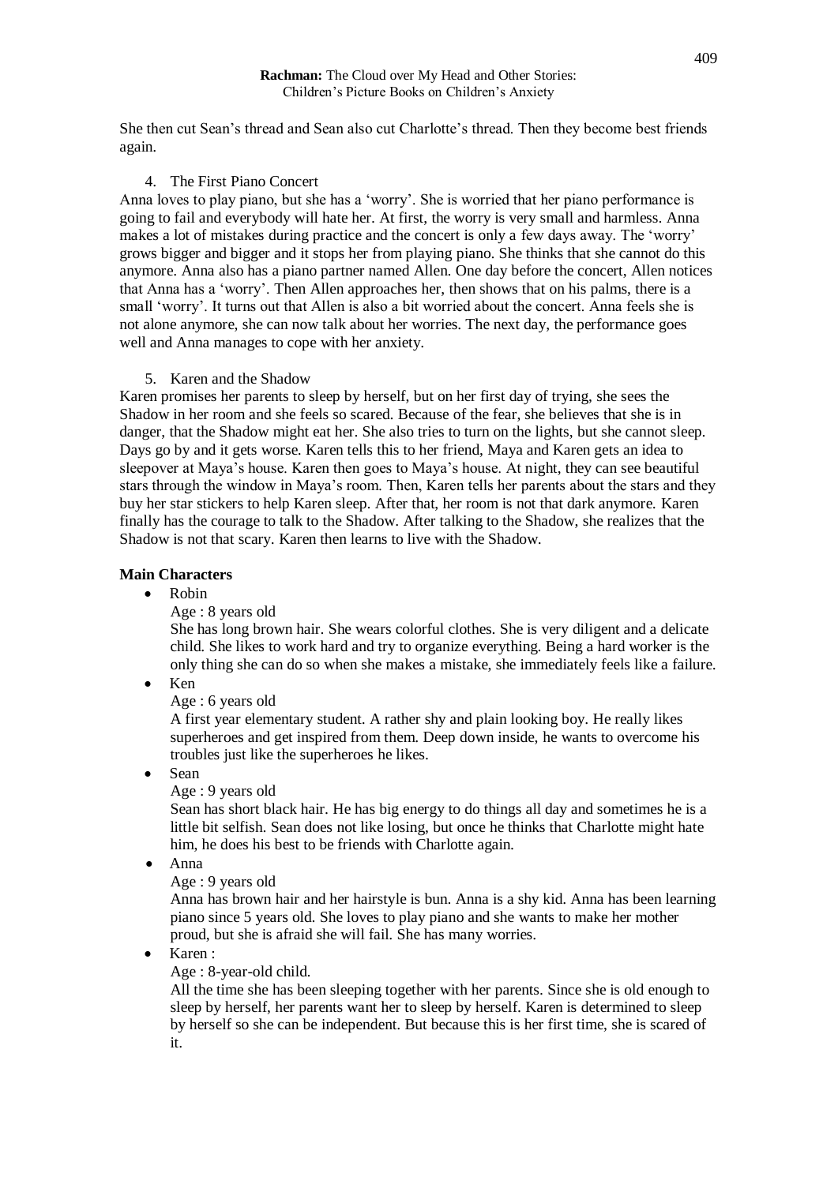She then cut Sean's thread and Sean also cut Charlotte's thread. Then they become best friends again.

4. The First Piano Concert

Anna loves to play piano, but she has a 'worry'. She is worried that her piano performance is going to fail and everybody will hate her. At first, the worry is very small and harmless. Anna makes a lot of mistakes during practice and the concert is only a few days away. The 'worry' grows bigger and bigger and it stops her from playing piano. She thinks that she cannot do this anymore. Anna also has a piano partner named Allen. One day before the concert, Allen notices that Anna has a 'worry'. Then Allen approaches her, then shows that on his palms, there is a small 'worry'. It turns out that Allen is also a bit worried about the concert. Anna feels she is not alone anymore, she can now talk about her worries. The next day, the performance goes well and Anna manages to cope with her anxiety.

5. Karen and the Shadow

Karen promises her parents to sleep by herself, but on her first day of trying, she sees the Shadow in her room and she feels so scared. Because of the fear, she believes that she is in danger, that the Shadow might eat her. She also tries to turn on the lights, but she cannot sleep. Days go by and it gets worse. Karen tells this to her friend, Maya and Karen gets an idea to sleepover at Maya's house. Karen then goes to Maya's house. At night, they can see beautiful stars through the window in Maya's room. Then, Karen tells her parents about the stars and they buy her star stickers to help Karen sleep. After that, her room is not that dark anymore. Karen finally has the courage to talk to the Shadow. After talking to the Shadow, she realizes that the Shadow is not that scary. Karen then learns to live with the Shadow.

**Main Characters**

- Robin
  Age : 8 years old
  She has long brown hair. She wears colorful clothes. She is very diligent and a delicate child. She likes to work hard and try to organize everything. Being a hard worker is the only thing she can do so when she makes a mistake, she immediately feels like a failure.
- Ken
  Age : 6 years old
  A first year elementary student. A rather shy and plain looking boy. He really likes superheroes and get inspired from them. Deep down inside, he wants to overcome his troubles just like the superheroes he likes.
- Sean
  Age : 9 years old
  Sean has short black hair. He has big energy to do things all day and sometimes he is a little bit selfish. Sean does not like losing, but once he thinks that Charlotte might hate him, he does his best to be friends with Charlotte again.
- Anna
  Age : 9 years old
  Anna has brown hair and her hairstyle is bun. Anna is a shy kid. Anna has been learning piano since 5 years old. She loves to play piano and she wants to make her mother proud, but she is afraid she will fail. She has many worries.
- Karen :
  Age : 8-year-old child.
  All the time she has been sleeping together with her parents. Since she is old enough to sleep by herself, her parents want her to sleep by herself. Karen is determined to sleep by herself so she can be independent. But because this is her first time, she is scared of it.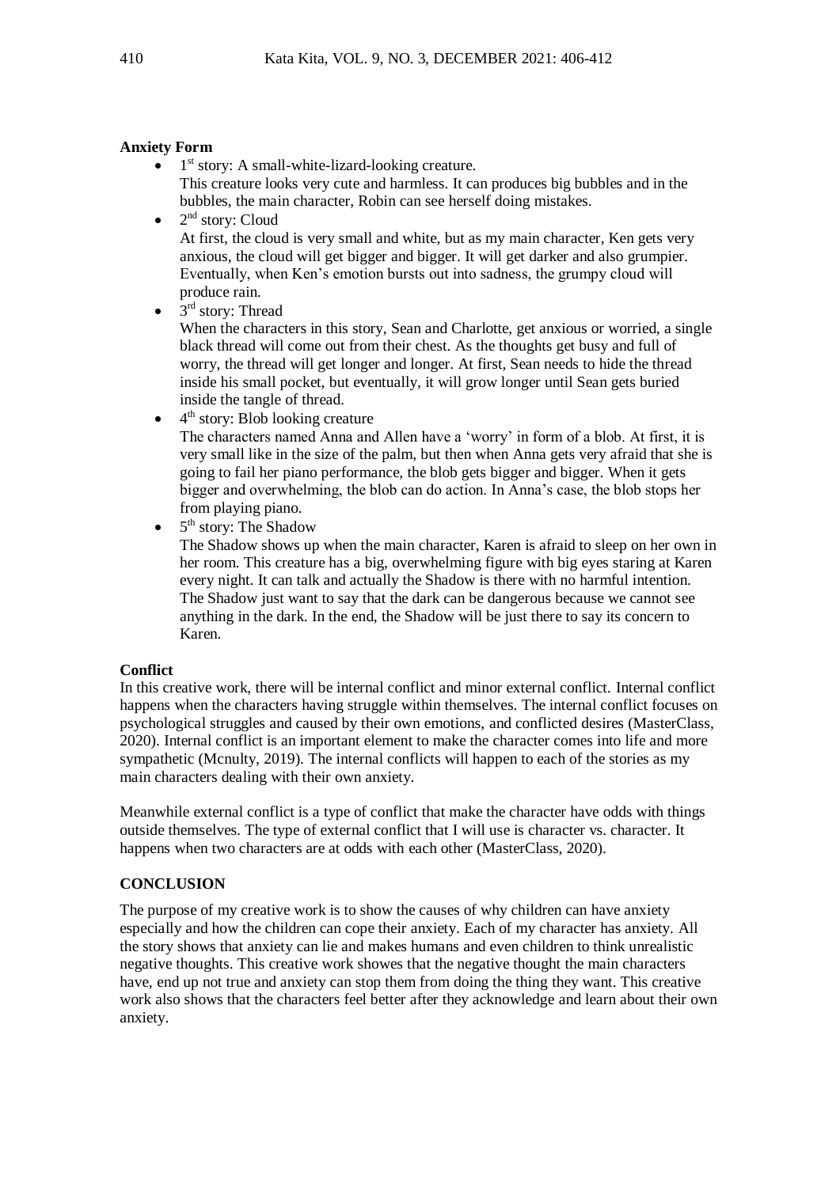**Anxiety Form**

- 1st story: A small-white-lizard-looking creature.
  This creature looks very cute and harmless. It can produces big bubbles and in the bubbles, the main character, Robin can see herself doing mistakes.
- 2nd story: Cloud
  At first, the cloud is very small and white, but as my main character, Ken gets very anxious, the cloud will get bigger and bigger. It will get darker and also grumpier. Eventually, when Ken's emotion bursts out into sadness, the grumpy cloud will produce rain.
- 3rd story: Thread
  When the characters in this story, Sean and Charlotte, get anxious or worried, a single black thread will come out from their chest. As the thoughts get busy and full of worry, the thread will get longer and longer. At first, Sean needs to hide the thread inside his small pocket, but eventually, it will grow longer until Sean gets buried inside the tangle of thread.
- 4th story: Blob looking creature
  The characters named Anna and Allen have a 'worry' in form of a blob. At first, it is very small like in the size of the palm, but then when Anna gets very afraid that she is going to fail her piano performance, the blob gets bigger and bigger. When it gets bigger and overwhelming, the blob can do action. In Anna's case, the blob stops her from playing piano.
- 5th story: The Shadow
  The Shadow shows up when the main character, Karen is afraid to sleep on her own in her room. This creature has a big, overwhelming figure with big eyes staring at Karen every night. It can talk and actually the Shadow is there with no harmful intention. The Shadow just want to say that the dark can be dangerous because we cannot see anything in the dark. In the end, the Shadow will be just there to say its concern to Karen.

**Conflict**

In this creative work, there will be internal conflict and minor external conflict. Internal conflict happens when the characters having struggle within themselves. The internal conflict focuses on psychological struggles and caused by their own emotions, and conflicted desires (MasterClass, 2020). Internal conflict is an important element to make the character comes into life and more sympathetic (Mcnulty, 2019). The internal conflicts will happen to each of the stories as my main characters dealing with their own anxiety.

Meanwhile external conflict is a type of conflict that make the character have odds with things outside themselves. The type of external conflict that I will use is character vs. character. It happens when two characters are at odds with each other (MasterClass, 2020).

## CONCLUSION

The purpose of my creative work is to show the causes of why children can have anxiety especially and how the children can cope their anxiety. Each of my character has anxiety. All the story shows that anxiety can lie and makes humans and even children to think unrealistic negative thoughts. This creative work showes that the negative thought the main characters have, end up not true and anxiety can stop them from doing the thing they want. This creative work also shows that the characters feel better after they acknowledge and learn about their own anxiety.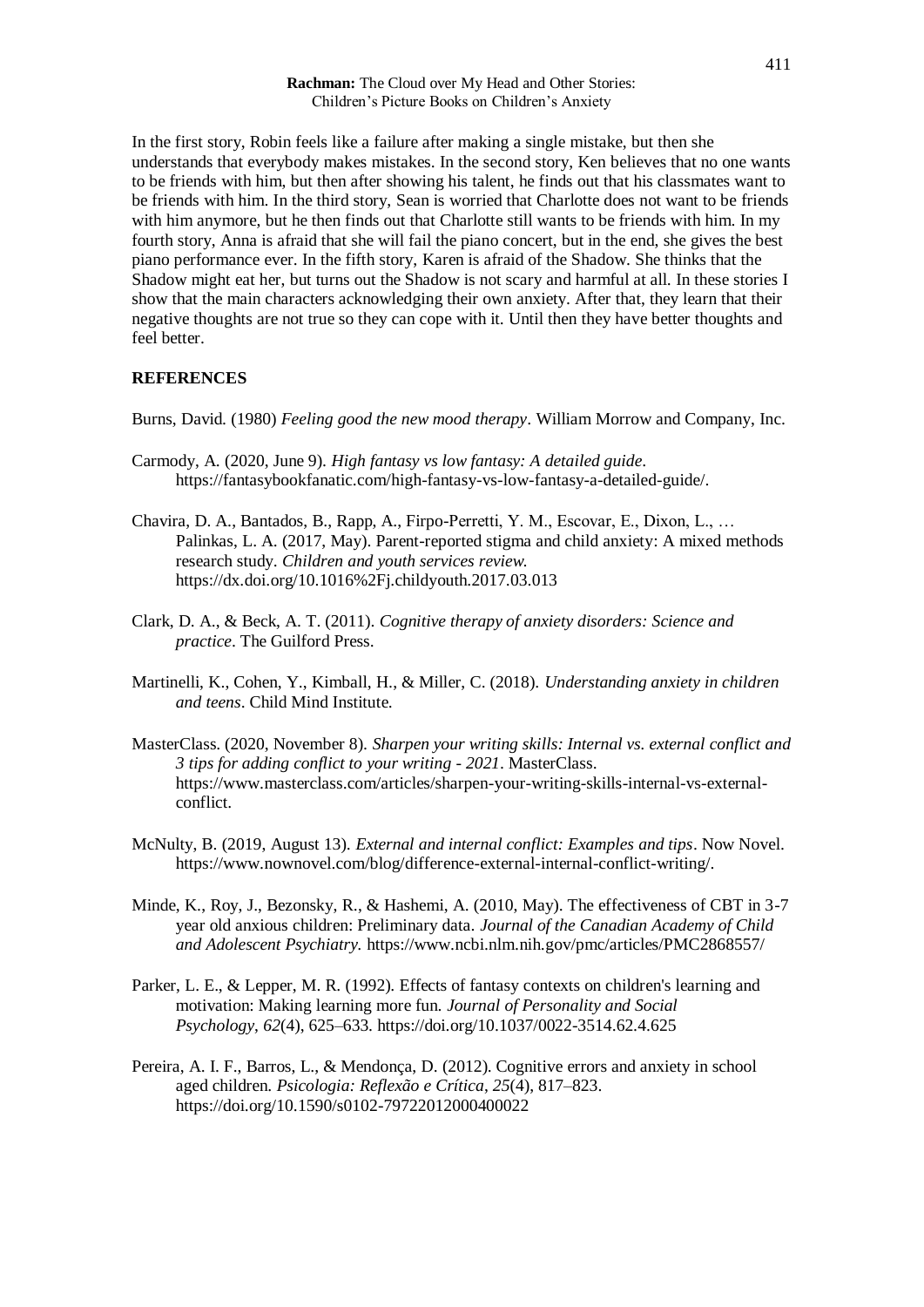In the first story, Robin feels like a failure after making a single mistake, but then she understands that everybody makes mistakes. In the second story, Ken believes that no one wants to be friends with him, but then after showing his talent, he finds out that his classmates want to be friends with him. In the third story, Sean is worried that Charlotte does not want to be friends with him anymore, but he then finds out that Charlotte still wants to be friends with him. In my fourth story, Anna is afraid that she will fail the piano concert, but in the end, she gives the best piano performance ever. In the fifth story, Karen is afraid of the Shadow. She thinks that the Shadow might eat her, but turns out the Shadow is not scary and harmful at all. In these stories I show that the main characters acknowledging their own anxiety. After that, they learn that their negative thoughts are not true so they can cope with it. Until then they have better thoughts and feel better.

## REFERENCES

Burns, David. (1980) *Feeling good the new mood therapy*. William Morrow and Company, Inc.

Carmody, A. (2020, June 9). *High fantasy vs low fantasy: A detailed guide*. https://fantasybookfanatic.com/high-fantasy-vs-low-fantasy-a-detailed-guide/.

Chavira, D. A., Bantados, B., Rapp, A., Firpo-Perretti, Y. M., Escovar, E., Dixon, L., … Palinkas, L. A. (2017, May). Parent-reported stigma and child anxiety: A mixed methods research study. *Children and youth services review.* https://dx.doi.org/10.1016%2Fj.childyouth.2017.03.013

Clark, D. A., & Beck, A. T. (2011). *Cognitive therapy of anxiety disorders: Science and practice*. The Guilford Press.

Martinelli, K., Cohen, Y., Kimball, H., & Miller, C. (2018). *Understanding anxiety in children and teens*. Child Mind Institute.

MasterClass. (2020, November 8). *Sharpen your writing skills: Internal vs. external conflict and 3 tips for adding conflict to your writing - 2021*. MasterClass. https://www.masterclass.com/articles/sharpen-your-writing-skills-internal-vs-external-conflict.

McNulty, B. (2019, August 13). *External and internal conflict: Examples and tips*. Now Novel. https://www.nownovel.com/blog/difference-external-internal-conflict-writing/.

Minde, K., Roy, J., Bezonsky, R., & Hashemi, A. (2010, May). The effectiveness of CBT in 3-7 year old anxious children: Preliminary data. *Journal of the Canadian Academy of Child and Adolescent Psychiatry.* https://www.ncbi.nlm.nih.gov/pmc/articles/PMC2868557/

Parker, L. E., & Lepper, M. R. (1992). Effects of fantasy contexts on children's learning and motivation: Making learning more fun. *Journal of Personality and Social Psychology*, *62*(4), 625–633. https://doi.org/10.1037/0022-3514.62.4.625

Pereira, A. I. F., Barros, L., & Mendonça, D. (2012). Cognitive errors and anxiety in school aged children. *Psicologia: Reflexão e Crítica*, *25*(4), 817–823. https://doi.org/10.1590/s0102-79722012000400022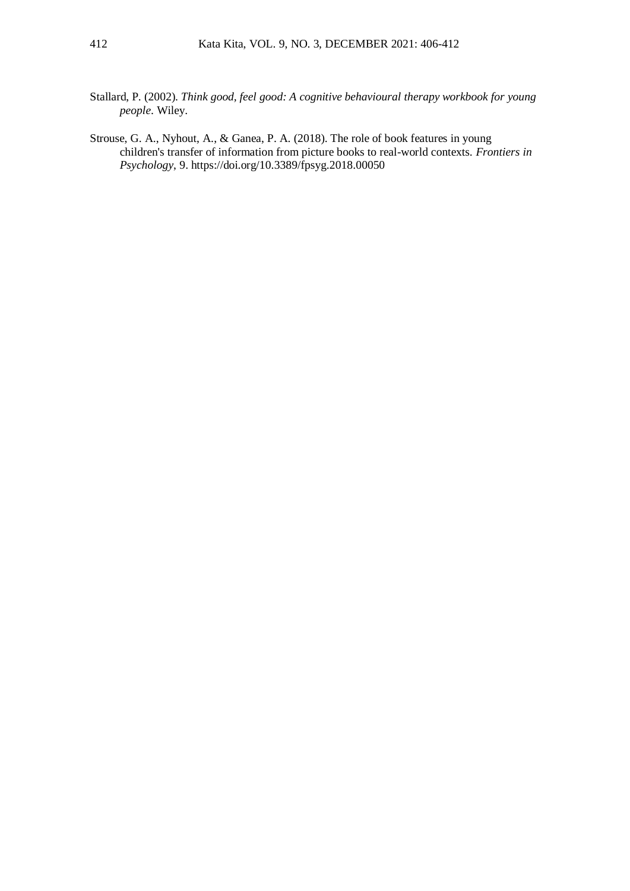Stallard, P. (2002). *Think good, feel good: A cognitive behavioural therapy workbook for young people*. Wiley.

Strouse, G. A., Nyhout, A., & Ganea, P. A. (2018). The role of book features in young children's transfer of information from picture books to real-world contexts. *Frontiers in Psychology*, 9. https://doi.org/10.3389/fpsyg.2018.00050